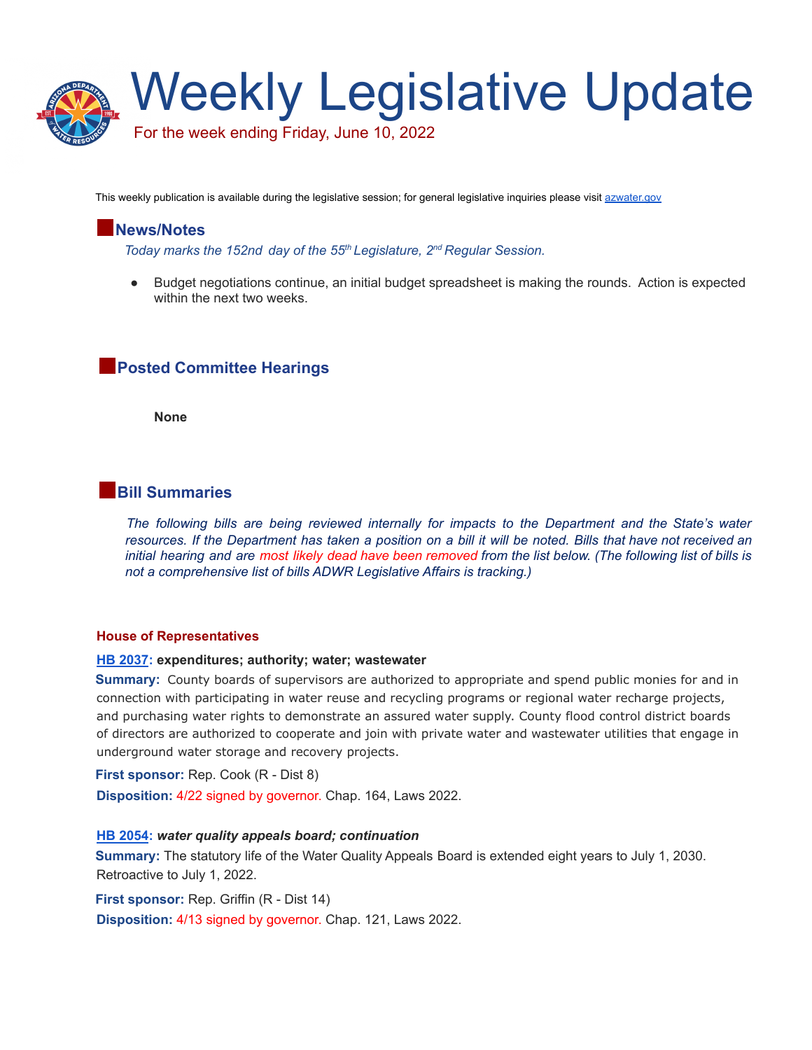# Weekly Legislative Update

For the week ending Friday, June 10, 2022

This weekly publication is available during the legislative session; for general legislative inquiries please visit [azwater.gov](azwater.gov)

## News/Notes

*Today marks the 152nd day of the 55th Legislature, 2nd Regular Session.*

- Budget negotiations continue, an initial budget spreadsheet is making the rounds. Action is expected within the next two weeks.

## Posted Committee Hearings

**None**

## Bill Summaries

*The following bills are being reviewed internally for impacts to the Department and the State's water resources. If the Department has taken a position on a bill it will be noted. Bills that have not received an initial hearing and are most likely dead have been removed from the list below. (The following list of bills is not a comprehensive list of bills ADWR Legislative Affairs is tracking.)*

### House of Representatives

**HB 2037: expenditures; authority; water; wastewater**

**Summary:** County boards of supervisors are authorized to appropriate and spend public monies for and in connection with participating in water reuse and recycling programs or regional water recharge projects, and purchasing water rights to demonstrate an assured water supply. County flood control district boards of directors are authorized to cooperate and join with private water and wastewater utilities that engage in underground water storage and recovery projects.

**First sponsor:** Rep. Cook (R - Dist 8)

**Disposition:** 4/22 signed by governor. Chap. 164, Laws 2022.

**HB 2054: *water quality appeals board; continuation***

**Summary:** The statutory life of the Water Quality Appeals Board is extended eight years to July 1, 2030. Retroactive to July 1, 2022.

**First sponsor:** Rep. Griffin (R - Dist 14)

**Disposition:** 4/13 signed by governor. Chap. 121, Laws 2022.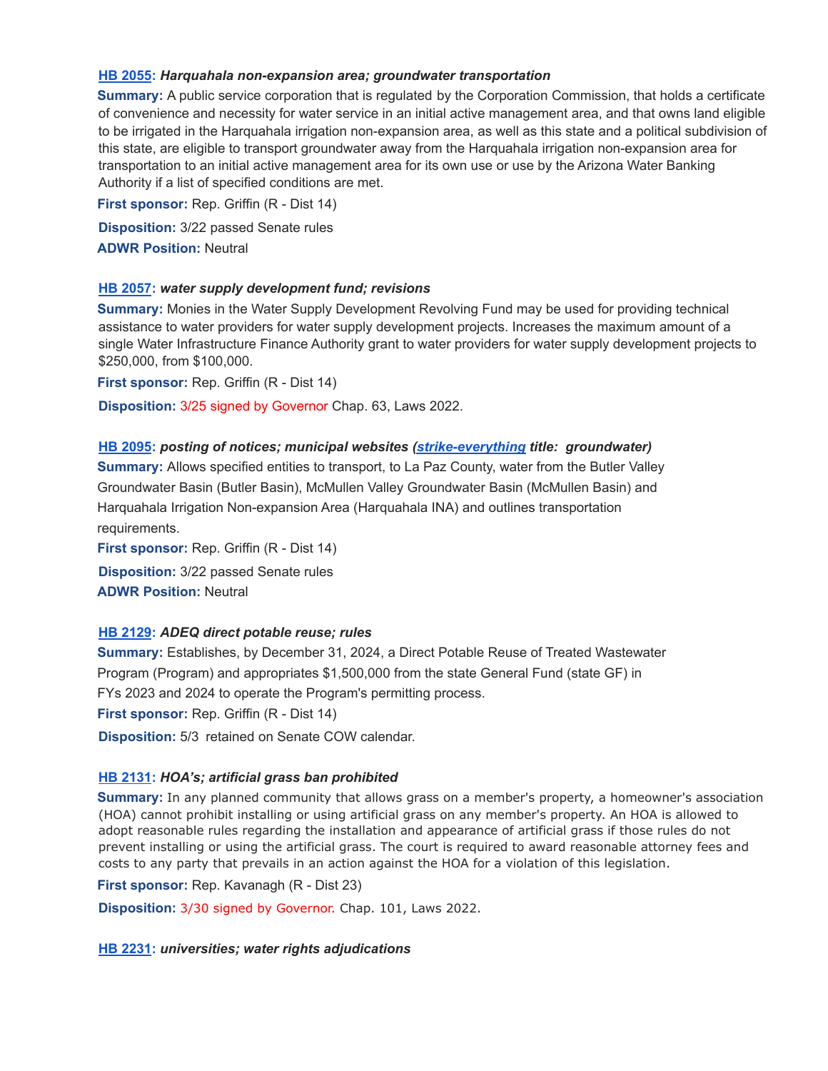**HB 2055: *Harquahala non-expansion area; groundwater transportation***

**Summary:** A public service corporation that is regulated by the Corporation Commission, that holds a certificate of convenience and necessity for water service in an initial active management area, and that owns land eligible to be irrigated in the Harquahala irrigation non-expansion area, as well as this state and a political subdivision of this state, are eligible to transport groundwater away from the Harquahala irrigation non-expansion area for transportation to an initial active management area for its own use or use by the Arizona Water Banking Authority if a list of specified conditions are met.

**First sponsor:** Rep. Griffin (R - Dist 14)

**Disposition:** 3/22 passed Senate rules

**ADWR Position:** Neutral

**HB 2057: *water supply development fund; revisions***

**Summary:** Monies in the Water Supply Development Revolving Fund may be used for providing technical assistance to water providers for water supply development projects. Increases the maximum amount of a single Water Infrastructure Finance Authority grant to water providers for water supply development projects to $250,000, from $100,000.

**First sponsor:** Rep. Griffin (R - Dist 14)

**Disposition:** 3/25 signed by Governor Chap. 63, Laws 2022.

**HB 2095: *posting of notices; municipal websites (strike-everything title: groundwater)***

**Summary:** Allows specified entities to transport, to La Paz County, water from the Butler Valley Groundwater Basin (Butler Basin), McMullen Valley Groundwater Basin (McMullen Basin) and Harquahala Irrigation Non-expansion Area (Harquahala INA) and outlines transportation requirements.

**First sponsor:** Rep. Griffin (R - Dist 14)

**Disposition:** 3/22 passed Senate rules

**ADWR Position:** Neutral

**HB 2129: *ADEQ direct potable reuse; rules***

**Summary:** Establishes, by December 31, 2024, a Direct Potable Reuse of Treated Wastewater Program (Program) and appropriates $1,500,000 from the state General Fund (state GF) in FYs 2023 and 2024 to operate the Program's permitting process.

**First sponsor:** Rep. Griffin (R - Dist 14)

**Disposition:** 5/3 retained on Senate COW calendar.

**HB 2131: *HOA's; artificial grass ban prohibited***

**Summary:** In any planned community that allows grass on a member's property, a homeowner's association (HOA) cannot prohibit installing or using artificial grass on any member's property. An HOA is allowed to adopt reasonable rules regarding the installation and appearance of artificial grass if those rules do not prevent installing or using the artificial grass. The court is required to award reasonable attorney fees and costs to any party that prevails in an action against the HOA for a violation of this legislation.

**First sponsor:** Rep. Kavanagh (R - Dist 23)

**Disposition:** 3/30 signed by Governor. Chap. 101, Laws 2022.

**HB 2231: *universities; water rights adjudications***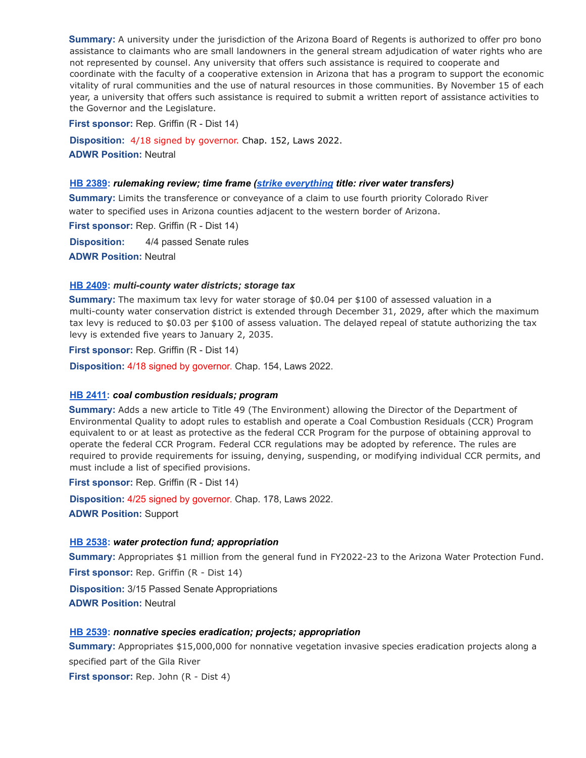**Summary:** A university under the jurisdiction of the Arizona Board of Regents is authorized to offer pro bono assistance to claimants who are small landowners in the general stream adjudication of water rights who are not represented by counsel. Any university that offers such assistance is required to cooperate and coordinate with the faculty of a cooperative extension in Arizona that has a program to support the economic vitality of rural communities and the use of natural resources in those communities. By November 15 of each year, a university that offers such assistance is required to submit a written report of assistance activities to the Governor and the Legislature.

**First sponsor:** Rep. Griffin (R - Dist 14)

**Disposition:** 4/18 signed by governor. Chap. 152, Laws 2022.

**ADWR Position:** Neutral

**HB 2389:** ***rulemaking review; time frame (strike everything title: river water transfers)***

**Summary:** Limits the transference or conveyance of a claim to use fourth priority Colorado River water to specified uses in Arizona counties adjacent to the western border of Arizona.

**First sponsor:** Rep. Griffin (R - Dist 14)

**Disposition:** 4/4 passed Senate rules

**ADWR Position:** Neutral

**HB 2409:** ***multi-county water districts; storage tax***

**Summary:** The maximum tax levy for water storage of $0.04 per $100 of assessed valuation in a multi-county water conservation district is extended through December 31, 2029, after which the maximum tax levy is reduced to $0.03 per $100 of assess valuation. The delayed repeal of statute authorizing the tax levy is extended five years to January 2, 2035.

**First sponsor:** Rep. Griffin (R - Dist 14)

**Disposition:** 4/18 signed by governor. Chap. 154, Laws 2022.

**HB 2411:** ***coal combustion residuals; program***

**Summary:** Adds a new article to Title 49 (The Environment) allowing the Director of the Department of Environmental Quality to adopt rules to establish and operate a Coal Combustion Residuals (CCR) Program equivalent to or at least as protective as the federal CCR Program for the purpose of obtaining approval to operate the federal CCR Program. Federal CCR regulations may be adopted by reference. The rules are required to provide requirements for issuing, denying, suspending, or modifying individual CCR permits, and must include a list of specified provisions.

**First sponsor:** Rep. Griffin (R - Dist 14)

**Disposition:** 4/25 signed by governor. Chap. 178, Laws 2022.

**ADWR Position:** Support

**HB 2538:** ***water protection fund; appropriation***

**Summary:** Appropriates $1 million from the general fund in FY2022-23 to the Arizona Water Protection Fund.

**First sponsor:** Rep. Griffin (R - Dist 14)

**Disposition:** 3/15 Passed Senate Appropriations

**ADWR Position:** Neutral

**HB 2539:** ***nonnative species eradication; projects; appropriation***

**Summary:** Appropriates $15,000,000 for nonnative vegetation invasive species eradication projects along a specified part of the Gila River

**First sponsor:** Rep. John (R - Dist 4)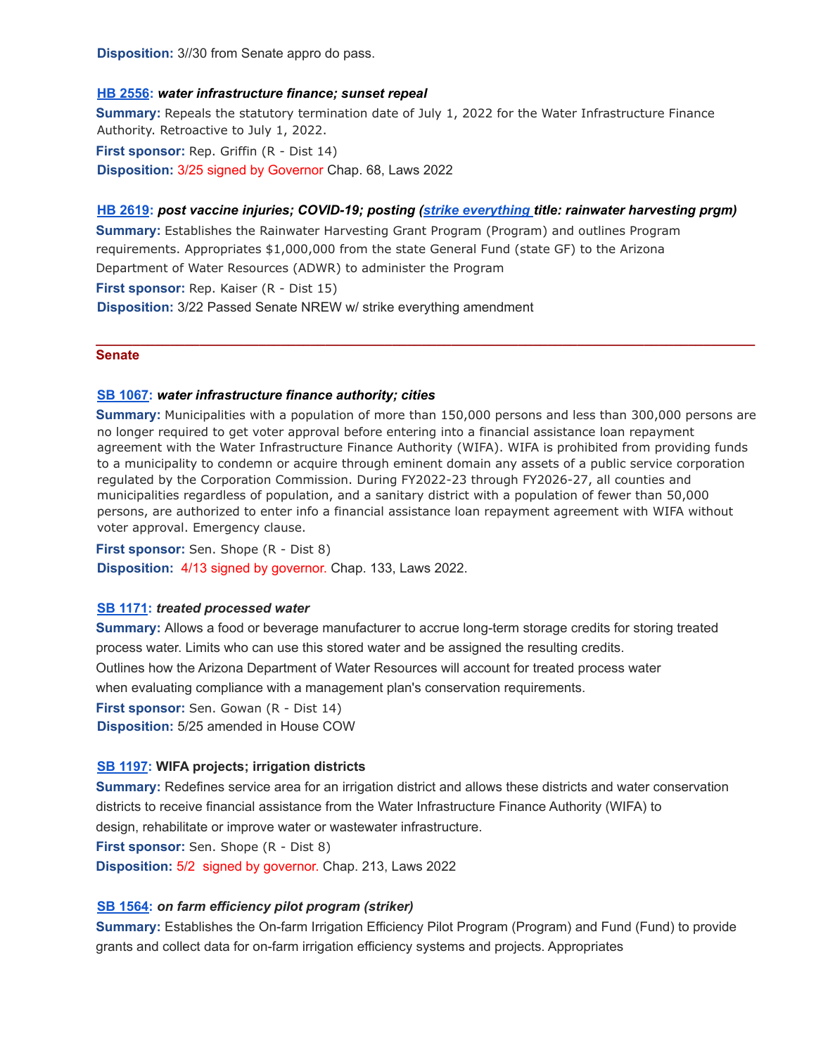**Disposition:** 3//30 from Senate appro do pass.

**HB 2556:** ***water infrastructure finance; sunset repeal***

**Summary:** Repeals the statutory termination date of July 1, 2022 for the Water Infrastructure Finance Authority. Retroactive to July 1, 2022.

**First sponsor:** Rep. Griffin (R - Dist 14)

**Disposition:** 3/25 signed by Governor Chap. 68, Laws 2022

**HB 2619:** ***post vaccine injuries; COVID-19; posting (strike everything title: rainwater harvesting prgm)***

**Summary:** Establishes the Rainwater Harvesting Grant Program (Program) and outlines Program requirements. Appropriates $1,000,000 from the state General Fund (state GF) to the Arizona Department of Water Resources (ADWR) to administer the Program

**First sponsor:** Rep. Kaiser (R - Dist 15)

**Disposition:** 3/22 Passed Senate NREW w/ strike everything amendment

---

## Senate

**SB 1067:** ***water infrastructure finance authority; cities***

**Summary:** Municipalities with a population of more than 150,000 persons and less than 300,000 persons are no longer required to get voter approval before entering into a financial assistance loan repayment agreement with the Water Infrastructure Finance Authority (WIFA). WIFA is prohibited from providing funds to a municipality to condemn or acquire through eminent domain any assets of a public service corporation regulated by the Corporation Commission. During FY2022-23 through FY2026-27, all counties and municipalities regardless of population, and a sanitary district with a population of fewer than 50,000 persons, are authorized to enter info a financial assistance loan repayment agreement with WIFA without voter approval. Emergency clause.

**First sponsor:** Sen. Shope (R - Dist 8)

**Disposition:** 4/13 signed by governor. Chap. 133, Laws 2022.

**SB 1171:** ***treated processed water***

**Summary:** Allows a food or beverage manufacturer to accrue long-term storage credits for storing treated process water. Limits who can use this stored water and be assigned the resulting credits. Outlines how the Arizona Department of Water Resources will account for treated process water when evaluating compliance with a management plan's conservation requirements.

**First sponsor:** Sen. Gowan (R - Dist 14)

**Disposition:** 5/25 amended in House COW

**SB 1197:** **WIFA projects; irrigation districts**

**Summary:** Redefines service area for an irrigation district and allows these districts and water conservation districts to receive financial assistance from the Water Infrastructure Finance Authority (WIFA) to design, rehabilitate or improve water or wastewater infrastructure.

**First sponsor:** Sen. Shope (R - Dist 8)

**Disposition:** 5/2 signed by governor. Chap. 213, Laws 2022

**SB 1564:** ***on farm efficiency pilot program (striker)***

**Summary:** Establishes the On-farm Irrigation Efficiency Pilot Program (Program) and Fund (Fund) to provide grants and collect data for on-farm irrigation efficiency systems and projects. Appropriates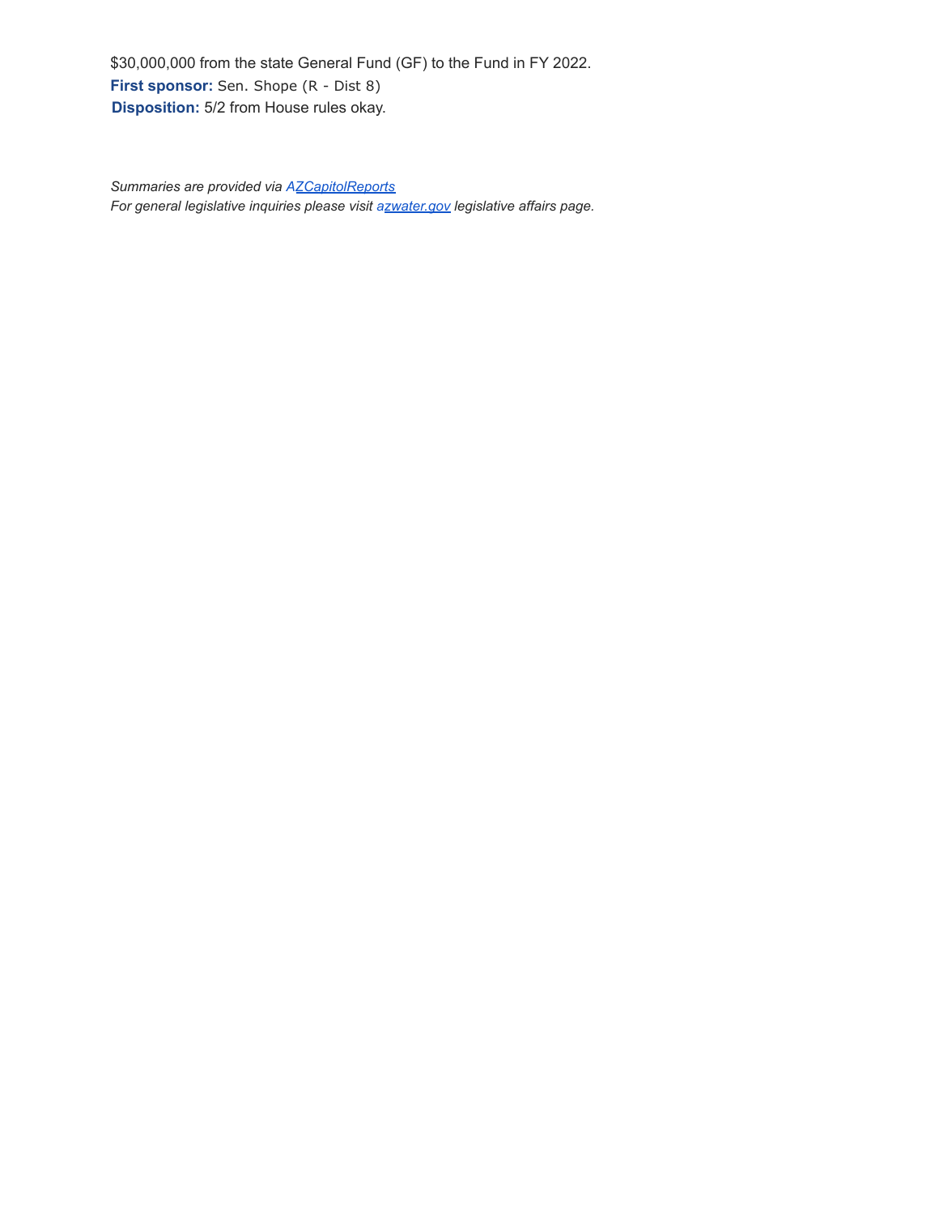$30,000,000 from the state General Fund (GF) to the Fund in FY 2022.
**First sponsor:** Sen. Shope (R - Dist 8)
**Disposition:** 5/2 from House rules okay.

*Summaries are provided via [AZCapitolReports]()*
*For general legislative inquiries please visit [azwater.gov]() legislative affairs page.*